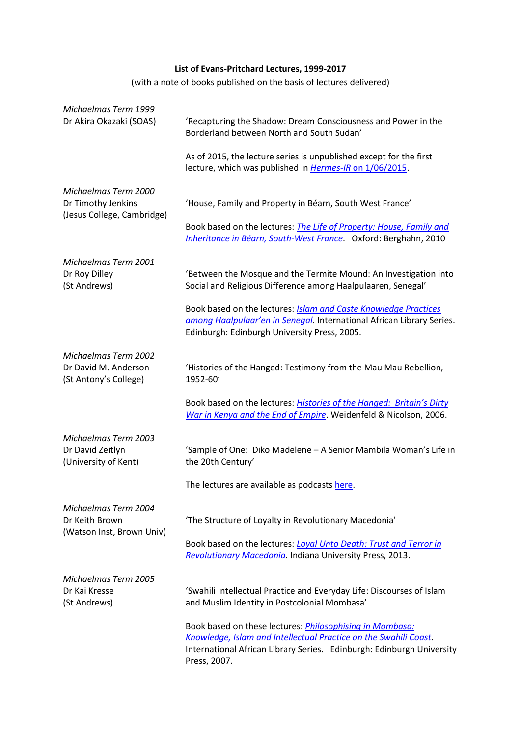**List of Evans-Pritchard Lectures, 1999-2017**

(with a note of books published on the basis of lectures delivered)

*Michaelmas Term 1999*
Dr Akira Okazaki (SOAS)

'Recapturing the Shadow: Dream Consciousness and Power in the Borderland between North and South Sudan'

As of 2015, the lecture series is unpublished except for the first lecture, which was published in *Hermes-IR* on 1/06/2015.

*Michaelmas Term 2000*
Dr Timothy Jenkins (Jesus College, Cambridge)

'House, Family and Property in Béarn, South West France'

Book based on the lectures: *The Life of Property: House, Family and Inheritance in Béarn, South-West France*. Oxford: Berghahn, 2010

*Michaelmas Term 2001*
Dr Roy Dilley (St Andrews)

'Between the Mosque and the Termite Mound: An Investigation into Social and Religious Difference among Haalpulaaren, Senegal'

Book based on the lectures: *Islam and Caste Knowledge Practices among Haalpulaar'en in Senegal*. International African Library Series. Edinburgh: Edinburgh University Press, 2005.

*Michaelmas Term 2002*
Dr David M. Anderson (St Antony's College)

'Histories of the Hanged: Testimony from the Mau Mau Rebellion, 1952-60'

Book based on the lectures: *Histories of the Hanged: Britain's Dirty War in Kenya and the End of Empire*. Weidenfeld & Nicolson, 2006.

*Michaelmas Term 2003*
Dr David Zeitlyn (University of Kent)

'Sample of One: Diko Madelene – A Senior Mambila Woman's Life in the 20th Century'

The lectures are available as podcasts here.

*Michaelmas Term 2004*
Dr Keith Brown (Watson Inst, Brown Univ)

'The Structure of Loyalty in Revolutionary Macedonia'

Book based on the lectures: *Loyal Unto Death: Trust and Terror in Revolutionary Macedonia.* Indiana University Press, 2013.

*Michaelmas Term 2005*
Dr Kai Kresse (St Andrews)

'Swahili Intellectual Practice and Everyday Life: Discourses of Islam and Muslim Identity in Postcolonial Mombasa'

Book based on these lectures: *Philosophising in Mombasa: Knowledge, Islam and Intellectual Practice on the Swahili Coast*. International African Library Series. Edinburgh: Edinburgh University Press, 2007.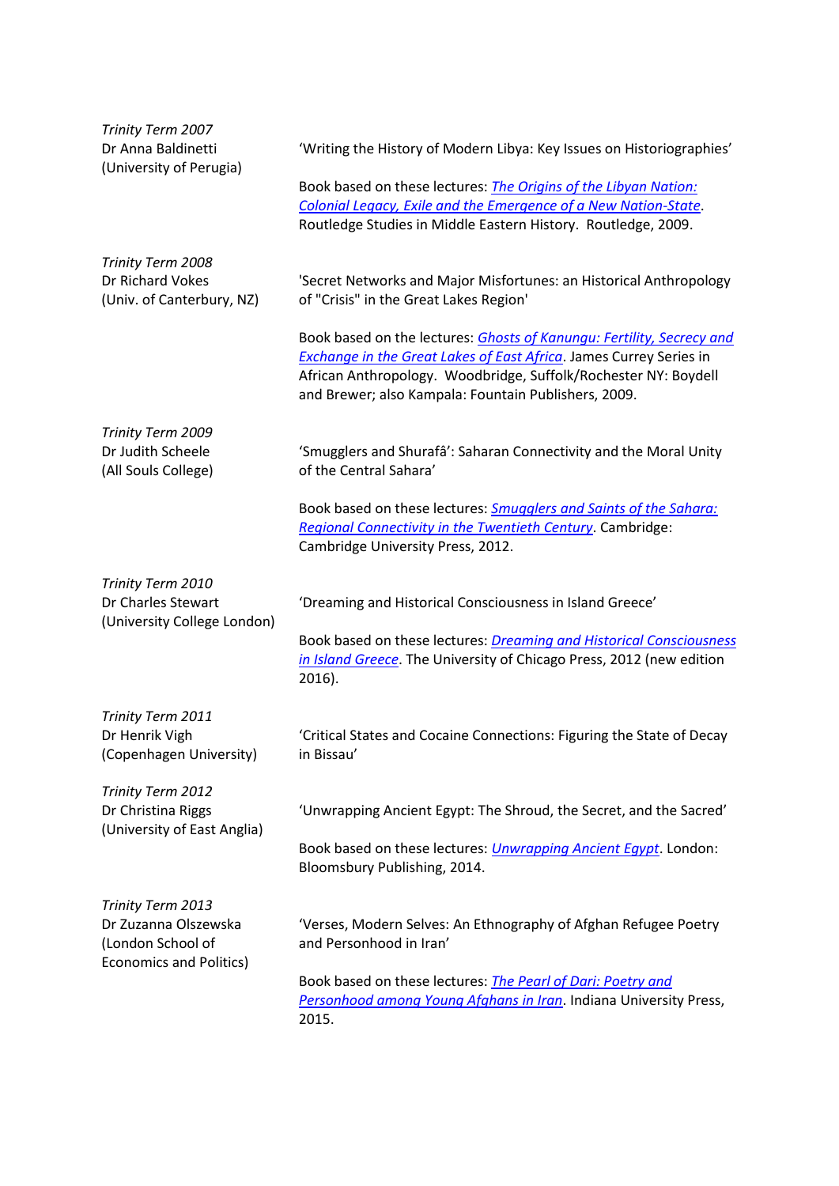*Trinity Term 2007*
Dr Anna Baldinetti
(University of Perugia)

'Writing the History of Modern Libya: Key Issues on Historiographies'

Book based on these lectures: *The Origins of the Libyan Nation: Colonial Legacy, Exile and the Emergence of a New Nation-State*. Routledge Studies in Middle Eastern History. Routledge, 2009.

*Trinity Term 2008*
Dr Richard Vokes
(Univ. of Canterbury, NZ)

'Secret Networks and Major Misfortunes: an Historical Anthropology of "Crisis" in the Great Lakes Region'

Book based on the lectures: *Ghosts of Kanungu: Fertility, Secrecy and Exchange in the Great Lakes of East Africa*. James Currey Series in African Anthropology. Woodbridge, Suffolk/Rochester NY: Boydell and Brewer; also Kampala: Fountain Publishers, 2009.

*Trinity Term 2009*
Dr Judith Scheele
(All Souls College)

'Smugglers and Shurafâ': Saharan Connectivity and the Moral Unity of the Central Sahara'

Book based on these lectures: *Smugglers and Saints of the Sahara: Regional Connectivity in the Twentieth Century*. Cambridge: Cambridge University Press, 2012.

*Trinity Term 2010*
Dr Charles Stewart
(University College London)

'Dreaming and Historical Consciousness in Island Greece'

Book based on these lectures: *Dreaming and Historical Consciousness in Island Greece*. The University of Chicago Press, 2012 (new edition 2016).

*Trinity Term 2011*
Dr Henrik Vigh
(Copenhagen University)

'Critical States and Cocaine Connections: Figuring the State of Decay in Bissau'

*Trinity Term 2012*
Dr Christina Riggs
(University of East Anglia)

'Unwrapping Ancient Egypt: The Shroud, the Secret, and the Sacred'

Book based on these lectures: *Unwrapping Ancient Egypt*. London: Bloomsbury Publishing, 2014.

*Trinity Term 2013*
Dr Zuzanna Olszewska
(London School of Economics and Politics)

'Verses, Modern Selves: An Ethnography of Afghan Refugee Poetry and Personhood in Iran'

Book based on these lectures: *The Pearl of Dari: Poetry and Personhood among Young Afghans in Iran*. Indiana University Press, 2015.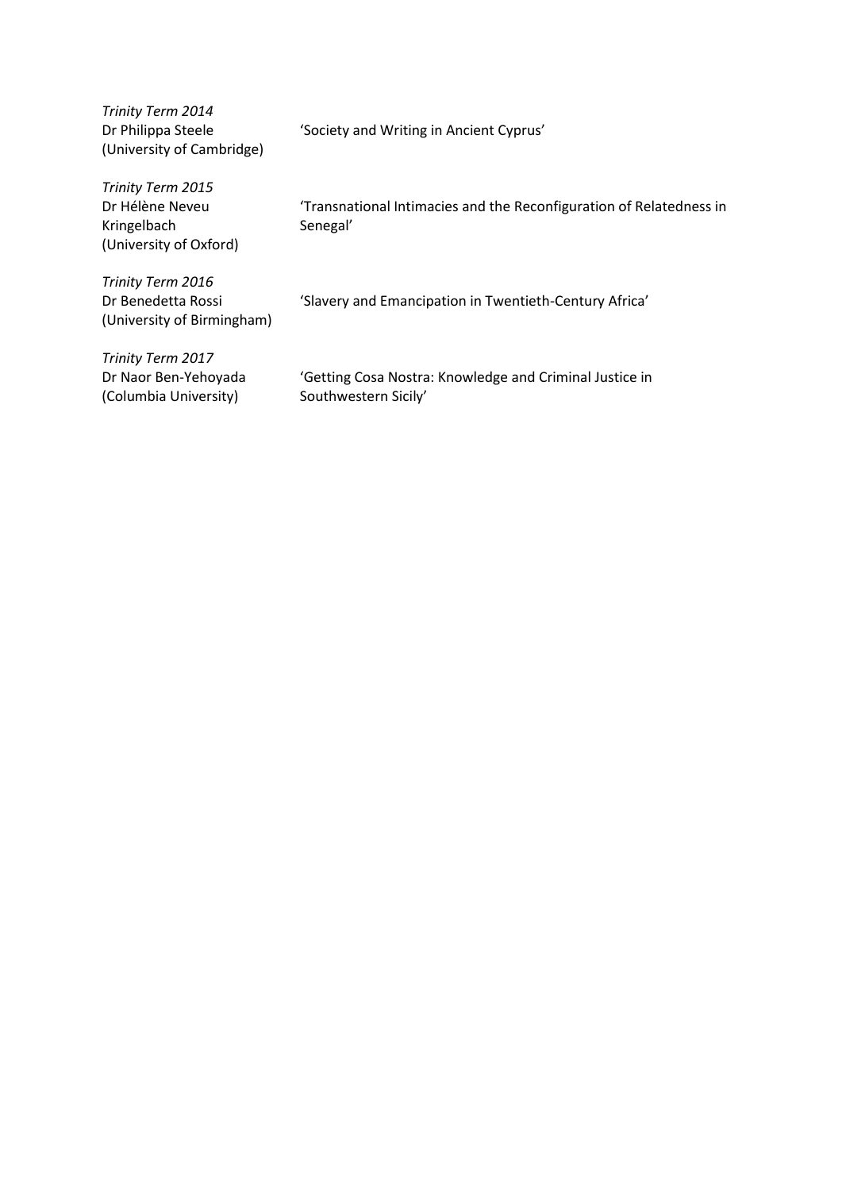*Trinity Term 2014*
Dr Philippa Steele
(University of Cambridge)

'Society and Writing in Ancient Cyprus'

*Trinity Term 2015*
Dr Hélène Neveu Kringelbach
(University of Oxford)

'Transnational Intimacies and the Reconfiguration of Relatedness in Senegal'

*Trinity Term 2016*
Dr Benedetta Rossi
(University of Birmingham)

'Slavery and Emancipation in Twentieth-Century Africa'

*Trinity Term 2017*
Dr Naor Ben-Yehoyada
(Columbia University)

'Getting Cosa Nostra: Knowledge and Criminal Justice in Southwestern Sicily'